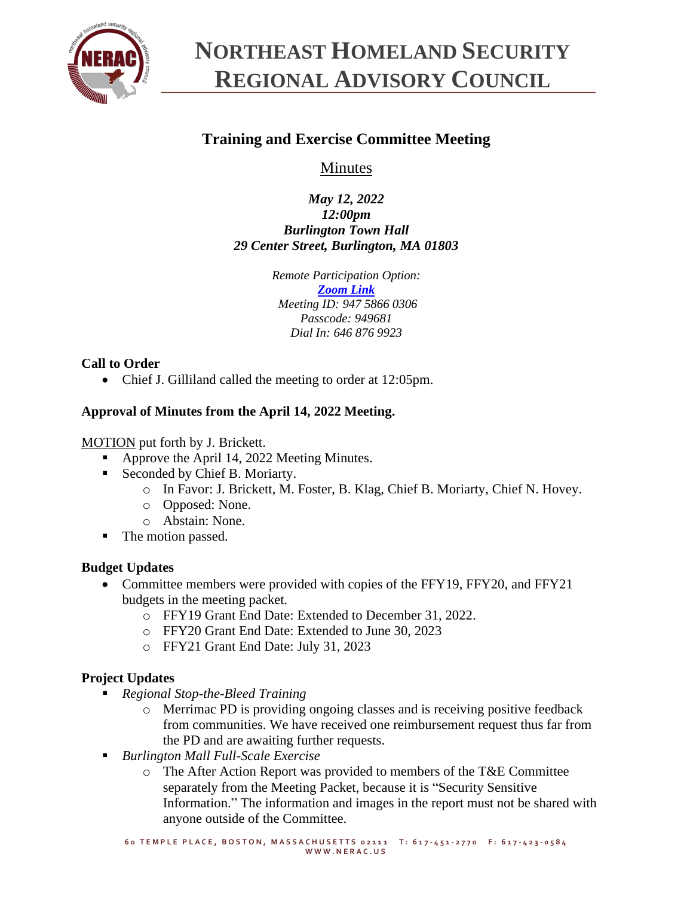# NORTHEAST HOMELAND SECURITY REGIONAL ADVISORY COUNCIL

## Training and Exercise Committee Meeting

Minutes

***May 12, 2022***
***12:00pm***
***Burlington Town Hall***
***29 Center Street, Burlington, MA 01803***

*Remote Participation Option:*
***Zoom Link***
*Meeting ID: 947 5866 0306*
*Passcode: 949681*
*Dial In: 646 876 9923*

**Call to Order**

- Chief J. Gilliland called the meeting to order at 12:05pm.

**Approval of Minutes from the April 14, 2022 Meeting.**

MOTION put forth by J. Brickett.

- Approve the April 14, 2022 Meeting Minutes.
- Seconded by Chief B. Moriarty.
    - In Favor: J. Brickett, M. Foster, B. Klag, Chief B. Moriarty, Chief N. Hovey.
    - Opposed: None.
    - Abstain: None.
- The motion passed.

**Budget Updates**

- Committee members were provided with copies of the FFY19, FFY20, and FFY21 budgets in the meeting packet.
    - FFY19 Grant End Date: Extended to December 31, 2022.
    - FFY20 Grant End Date: Extended to June 30, 2023
    - FFY21 Grant End Date: July 31, 2023

**Project Updates**

- *Regional Stop-the-Bleed Training*
    - Merrimac PD is providing ongoing classes and is receiving positive feedback from communities. We have received one reimbursement request thus far from the PD and are awaiting further requests.
- *Burlington Mall Full-Scale Exercise*
    - The After Action Report was provided to members of the T&E Committee separately from the Meeting Packet, because it is "Security Sensitive Information." The information and images in the report must not be shared with anyone outside of the Committee.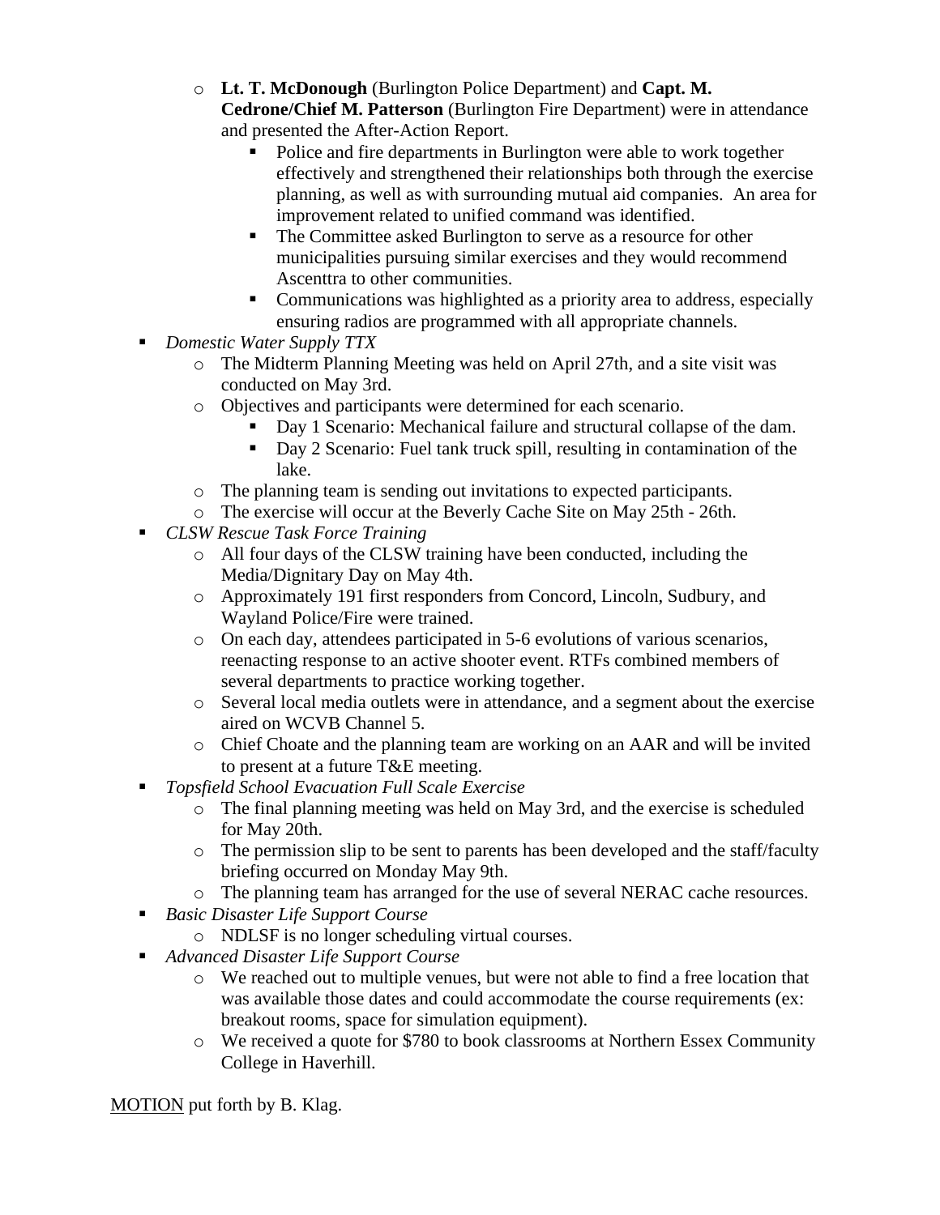- **Lt. T. McDonough** (Burlington Police Department) and **Capt. M. Cedrone/Chief M. Patterson** (Burlington Fire Department) were in attendance and presented the After-Action Report.
  - Police and fire departments in Burlington were able to work together effectively and strengthened their relationships both through the exercise planning, as well as with surrounding mutual aid companies. An area for improvement related to unified command was identified.
  - The Committee asked Burlington to serve as a resource for other municipalities pursuing similar exercises and they would recommend Ascenttra to other communities.
  - Communications was highlighted as a priority area to address, especially ensuring radios are programmed with all appropriate channels.

- *Domestic Water Supply TTX*
  - The Midterm Planning Meeting was held on April 27th, and a site visit was conducted on May 3rd.
  - Objectives and participants were determined for each scenario.
    - Day 1 Scenario: Mechanical failure and structural collapse of the dam.
    - Day 2 Scenario: Fuel tank truck spill, resulting in contamination of the lake.
  - The planning team is sending out invitations to expected participants.
  - The exercise will occur at the Beverly Cache Site on May 25th - 26th.
- *CLSW Rescue Task Force Training*
  - All four days of the CLSW training have been conducted, including the Media/Dignitary Day on May 4th.
  - Approximately 191 first responders from Concord, Lincoln, Sudbury, and Wayland Police/Fire were trained.
  - On each day, attendees participated in 5-6 evolutions of various scenarios, reenacting response to an active shooter event. RTFs combined members of several departments to practice working together.
  - Several local media outlets were in attendance, and a segment about the exercise aired on WCVB Channel 5.
  - Chief Choate and the planning team are working on an AAR and will be invited to present at a future T&E meeting.
- *Topsfield School Evacuation Full Scale Exercise*
  - The final planning meeting was held on May 3rd, and the exercise is scheduled for May 20th.
  - The permission slip to be sent to parents has been developed and the staff/faculty briefing occurred on Monday May 9th.
  - The planning team has arranged for the use of several NERAC cache resources.
- *Basic Disaster Life Support Course*
  - NDLSF is no longer scheduling virtual courses.
- *Advanced Disaster Life Support Course*
  - We reached out to multiple venues, but were not able to find a free location that was available those dates and could accommodate the course requirements (ex: breakout rooms, space for simulation equipment).
  - We received a quote for $780 to book classrooms at Northern Essex Community College in Haverhill.

<u>MOTION</u> put forth by B. Klag.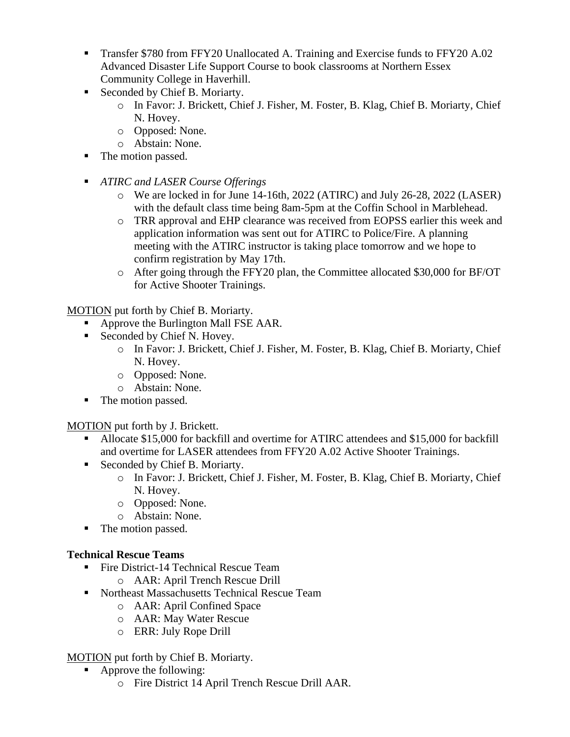- Transfer $780 from FFY20 Unallocated A. Training and Exercise funds to FFY20 A.02 Advanced Disaster Life Support Course to book classrooms at Northern Essex Community College in Haverhill.
- Seconded by Chief B. Moriarty.
    - In Favor: J. Brickett, Chief J. Fisher, M. Foster, B. Klag, Chief B. Moriarty, Chief N. Hovey.
    - Opposed: None.
    - Abstain: None.
- The motion passed.

- *ATIRC and LASER Course Offerings*
    - We are locked in for June 14-16th, 2022 (ATIRC) and July 26-28, 2022 (LASER) with the default class time being 8am-5pm at the Coffin School in Marblehead.
    - TRR approval and EHP clearance was received from EOPSS earlier this week and application information was sent out for ATIRC to Police/Fire. A planning meeting with the ATIRC instructor is taking place tomorrow and we hope to confirm registration by May 17th.
    - After going through the FFY20 plan, the Committee allocated $30,000 for BF/OT for Active Shooter Trainings.

<u>MOTION</u> put forth by Chief B. Moriarty.

- Approve the Burlington Mall FSE AAR.
- Seconded by Chief N. Hovey.
    - In Favor: J. Brickett, Chief J. Fisher, M. Foster, B. Klag, Chief B. Moriarty, Chief N. Hovey.
    - Opposed: None.
    - Abstain: None.
- The motion passed.

<u>MOTION</u> put forth by J. Brickett.

- Allocate $15,000 for backfill and overtime for ATIRC attendees and $15,000 for backfill and overtime for LASER attendees from FFY20 A.02 Active Shooter Trainings.
- Seconded by Chief B. Moriarty.
    - In Favor: J. Brickett, Chief J. Fisher, M. Foster, B. Klag, Chief B. Moriarty, Chief N. Hovey.
    - Opposed: None.
    - Abstain: None.
- The motion passed.

**Technical Rescue Teams**

- Fire District-14 Technical Rescue Team
    - AAR: April Trench Rescue Drill
- Northeast Massachusetts Technical Rescue Team
    - AAR: April Confined Space
    - AAR: May Water Rescue
    - ERR: July Rope Drill

<u>MOTION</u> put forth by Chief B. Moriarty.

- Approve the following:
    - Fire District 14 April Trench Rescue Drill AAR.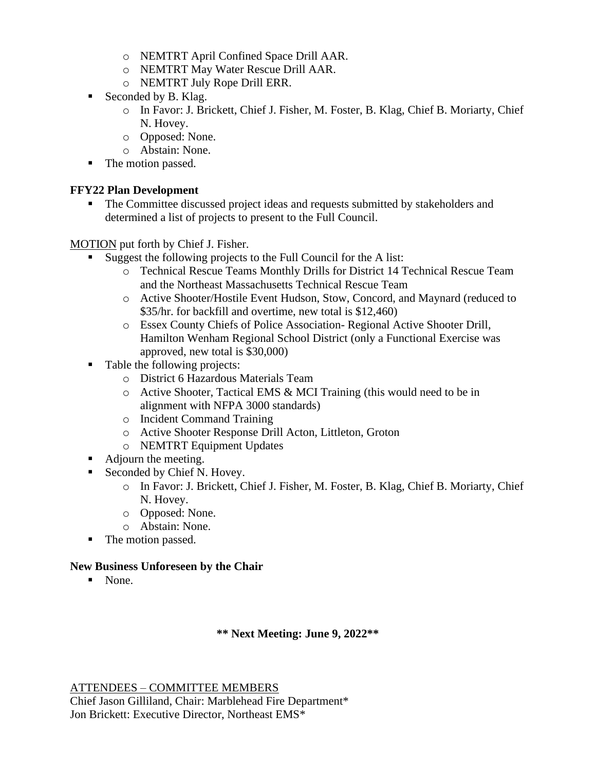- NEMTRT April Confined Space Drill AAR.
    - NEMTRT May Water Rescue Drill AAR.
    - NEMTRT July Rope Drill ERR.
- Seconded by B. Klag.
    - In Favor: J. Brickett, Chief J. Fisher, M. Foster, B. Klag, Chief B. Moriarty, Chief N. Hovey.
    - Opposed: None.
    - Abstain: None.
- The motion passed.

**FFY22 Plan Development**

- The Committee discussed project ideas and requests submitted by stakeholders and determined a list of projects to present to the Full Council.

MOTION put forth by Chief J. Fisher.

- Suggest the following projects to the Full Council for the A list:
    - Technical Rescue Teams Monthly Drills for District 14 Technical Rescue Team and the Northeast Massachusetts Technical Rescue Team
    - Active Shooter/Hostile Event Hudson, Stow, Concord, and Maynard (reduced to $35/hr. for backfill and overtime, new total is $12,460)
    - Essex County Chiefs of Police Association- Regional Active Shooter Drill, Hamilton Wenham Regional School District (only a Functional Exercise was approved, new total is $30,000)
- Table the following projects:
    - District 6 Hazardous Materials Team
    - Active Shooter, Tactical EMS & MCI Training (this would need to be in alignment with NFPA 3000 standards)
    - Incident Command Training
    - Active Shooter Response Drill Acton, Littleton, Groton
    - NEMTRT Equipment Updates
- Adjourn the meeting.
- Seconded by Chief N. Hovey.
    - In Favor: J. Brickett, Chief J. Fisher, M. Foster, B. Klag, Chief B. Moriarty, Chief N. Hovey.
    - Opposed: None.
    - Abstain: None.
- The motion passed.

**New Business Unforeseen by the Chair**

- None.

**** Next Meeting: June 9, 2022****

ATTENDEES – COMMITTEE MEMBERS

Chief Jason Gilliland, Chair: Marblehead Fire Department*

Jon Brickett: Executive Director, Northeast EMS*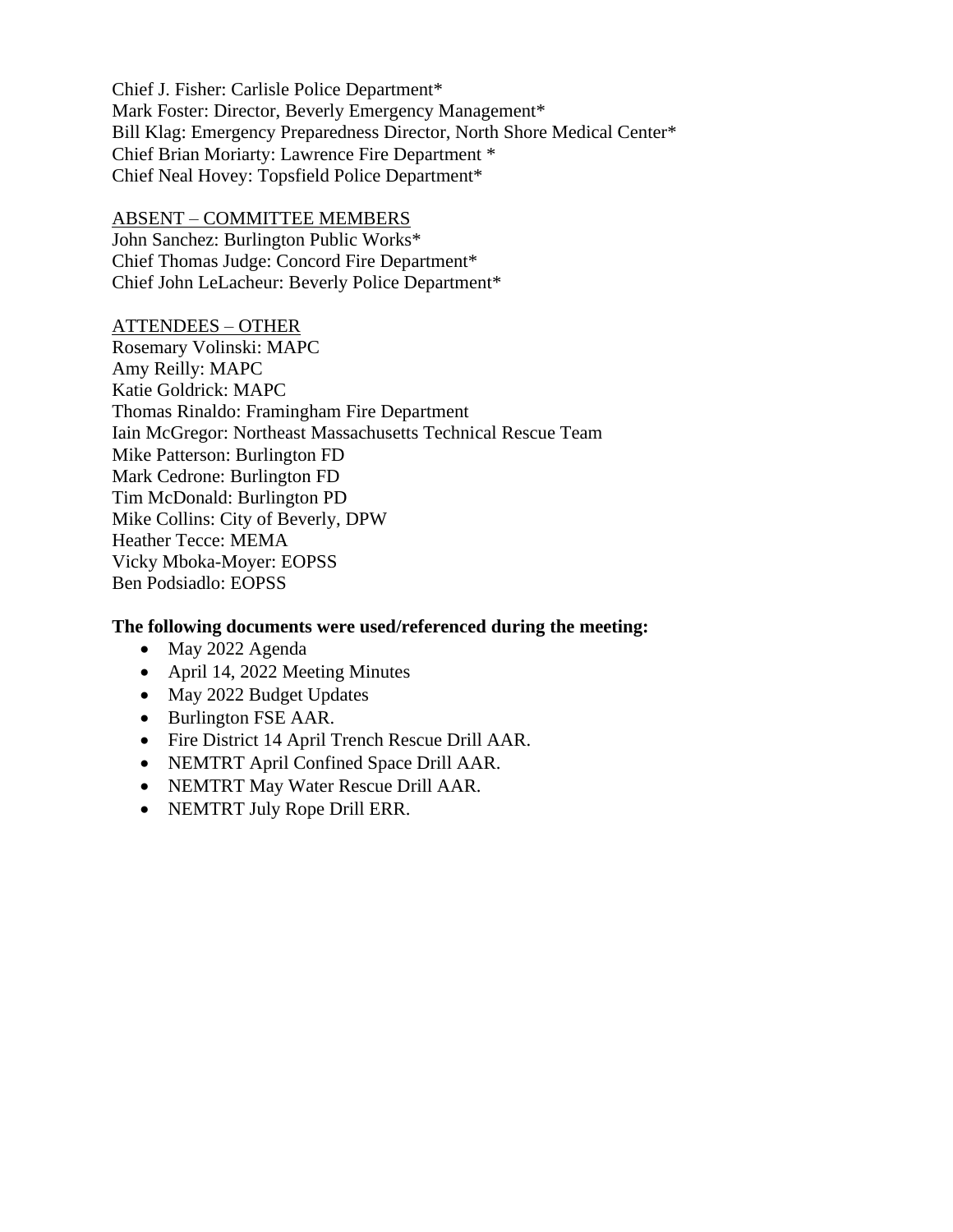Chief J. Fisher: Carlisle Police Department*
Mark Foster: Director, Beverly Emergency Management*
Bill Klag: Emergency Preparedness Director, North Shore Medical Center*
Chief Brian Moriarty: Lawrence Fire Department *
Chief Neal Hovey: Topsfield Police Department*

ABSENT – COMMITTEE MEMBERS
John Sanchez: Burlington Public Works*
Chief Thomas Judge: Concord Fire Department*
Chief John LeLacheur: Beverly Police Department*

ATTENDEES – OTHER
Rosemary Volinski: MAPC
Amy Reilly: MAPC
Katie Goldrick: MAPC
Thomas Rinaldo: Framingham Fire Department
Iain McGregor: Northeast Massachusetts Technical Rescue Team
Mike Patterson: Burlington FD
Mark Cedrone: Burlington FD
Tim McDonald: Burlington PD
Mike Collins: City of Beverly, DPW
Heather Tecce: MEMA
Vicky Mboka-Moyer: EOPSS
Ben Podsiadlo: EOPSS

**The following documents were used/referenced during the meeting:**

- May 2022 Agenda
- April 14, 2022 Meeting Minutes
- May 2022 Budget Updates
- Burlington FSE AAR.
- Fire District 14 April Trench Rescue Drill AAR.
- NEMTRT April Confined Space Drill AAR.
- NEMTRT May Water Rescue Drill AAR.
- NEMTRT July Rope Drill ERR.